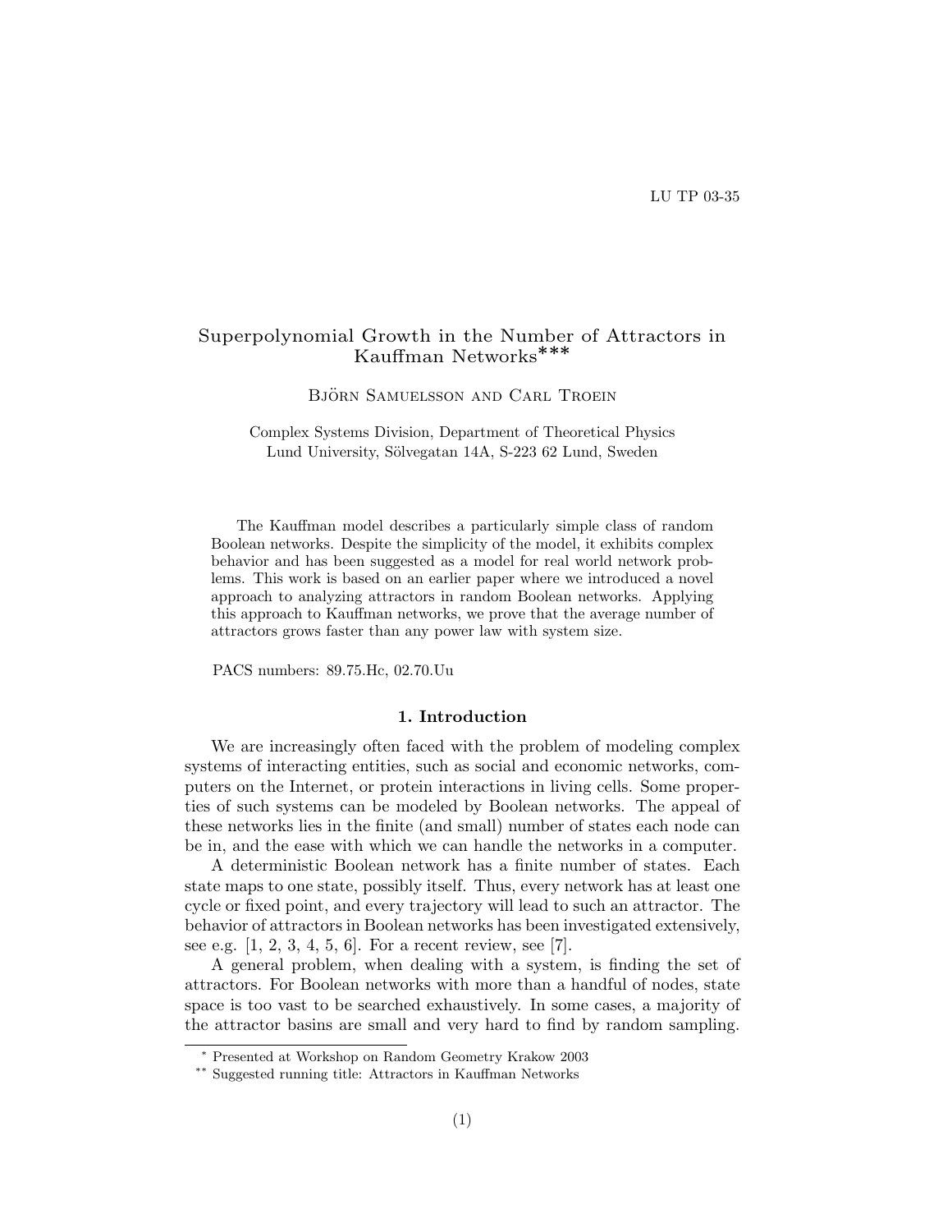LU TP 03-35

# Superpolynomial Growth in the Number of Attractors in Kauffman Networks[*][**]

Björn Samuelsson and Carl Troein

Complex Systems Division, Department of Theoretical Physics
Lund University, Sölvegatan 14A, S-223 62 Lund, Sweden

The Kauffman model describes a particularly simple class of random Boolean networks. Despite the simplicity of the model, it exhibits complex behavior and has been suggested as a model for real world network problems. This work is based on an earlier paper where we introduced a novel approach to analyzing attractors in random Boolean networks. Applying this approach to Kauffman networks, we prove that the average number of attractors grows faster than any power law with system size.

PACS numbers: 89.75.Hc, 02.70.Uu

## 1. Introduction

We are increasingly often faced with the problem of modeling complex systems of interacting entities, such as social and economic networks, computers on the Internet, or protein interactions in living cells. Some properties of such systems can be modeled by Boolean networks. The appeal of these networks lies in the finite (and small) number of states each node can be in, and the ease with which we can handle the networks in a computer.

A deterministic Boolean network has a finite number of states. Each state maps to one state, possibly itself. Thus, every network has at least one cycle or fixed point, and every trajectory will lead to such an attractor. The behavior of attractors in Boolean networks has been investigated extensively, see e.g. [1, 2, 3, 4, 5, 6]. For a recent review, see [7].

A general problem, when dealing with a system, is finding the set of attractors. For Boolean networks with more than a handful of nodes, state space is too vast to be searched exhaustively. In some cases, a majority of the attractor basins are small and very hard to find by random sampling.

[*] Presented at Workshop on Random Geometry Krakow 2003

[**] Suggested running title: Attractors in Kauffman Networks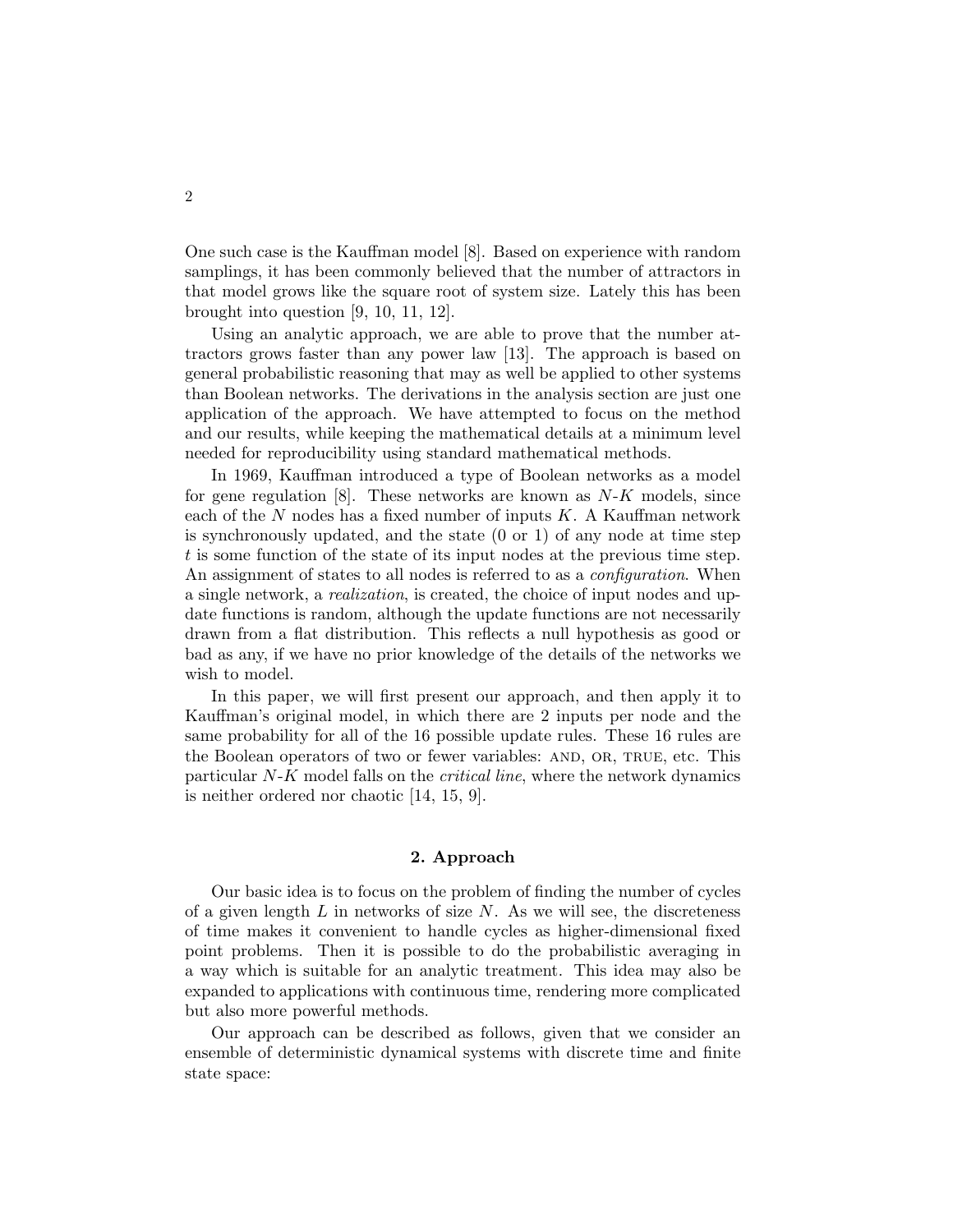One such case is the Kauffman model [8]. Based on experience with random samplings, it has been commonly believed that the number of attractors in that model grows like the square root of system size. Lately this has been brought into question [9, 10, 11, 12].

Using an analytic approach, we are able to prove that the number attractors grows faster than any power law [13]. The approach is based on general probabilistic reasoning that may as well be applied to other systems than Boolean networks. The derivations in the analysis section are just one application of the approach. We have attempted to focus on the method and our results, while keeping the mathematical details at a minimum level needed for reproducibility using standard mathematical methods.

In 1969, Kauffman introduced a type of Boolean networks as a model for gene regulation [8]. These networks are known as $N$-$K$ models, since each of the $N$ nodes has a fixed number of inputs $K$. A Kauffman network is synchronously updated, and the state (0 or 1) of any node at time step $t$ is some function of the state of its input nodes at the previous time step. An assignment of states to all nodes is referred to as a *configuration*. When a single network, a *realization*, is created, the choice of input nodes and update functions is random, although the update functions are not necessarily drawn from a flat distribution. This reflects a null hypothesis as good or bad as any, if we have no prior knowledge of the details of the networks we wish to model.

In this paper, we will first present our approach, and then apply it to Kauffman's original model, in which there are 2 inputs per node and the same probability for all of the 16 possible update rules. These 16 rules are the Boolean operators of two or fewer variables: AND, OR, TRUE, etc. This particular $N$-$K$ model falls on the *critical line*, where the network dynamics is neither ordered nor chaotic [14, 15, 9].

## 2. Approach

Our basic idea is to focus on the problem of finding the number of cycles of a given length $L$ in networks of size $N$. As we will see, the discreteness of time makes it convenient to handle cycles as higher-dimensional fixed point problems. Then it is possible to do the probabilistic averaging in a way which is suitable for an analytic treatment. This idea may also be expanded to applications with continuous time, rendering more complicated but also more powerful methods.

Our approach can be described as follows, given that we consider an ensemble of deterministic dynamical systems with discrete time and finite state space: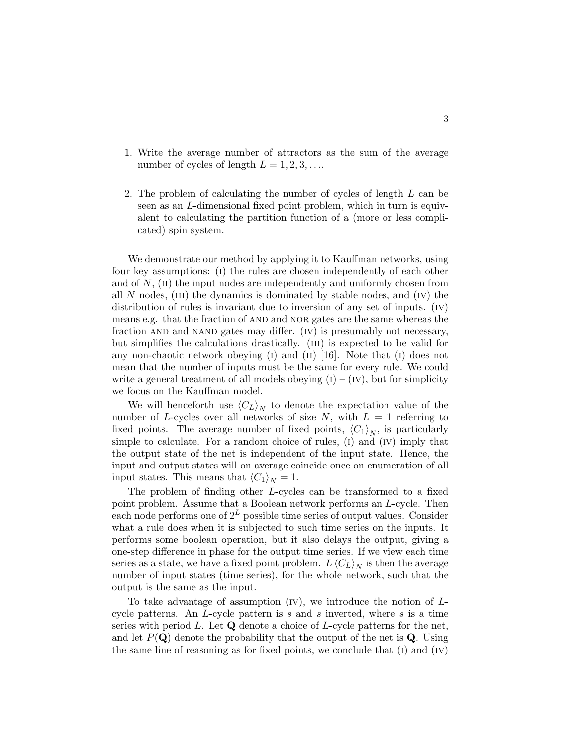1. Write the average number of attractors as the sum of the average number of cycles of length $L = 1, 2, 3, \ldots$.

2. The problem of calculating the number of cycles of length $L$ can be seen as an $L$-dimensional fixed point problem, which in turn is equivalent to calculating the partition function of a (more or less complicated) spin system.

We demonstrate our method by applying it to Kauffman networks, using four key assumptions: (I) the rules are chosen independently of each other and of $N$, (II) the input nodes are independently and uniformly chosen from all $N$ nodes, (III) the dynamics is dominated by stable nodes, and (IV) the distribution of rules is invariant due to inversion of any set of inputs. (IV) means e.g. that the fraction of AND and NOR gates are the same whereas the fraction AND and NAND gates may differ. (IV) is presumably not necessary, but simplifies the calculations drastically. (III) is expected to be valid for any non-chaotic network obeying (I) and (II) [16]. Note that (I) does not mean that the number of inputs must be the same for every rule. We could write a general treatment of all models obeying (I) – (IV), but for simplicity we focus on the Kauffman model.

We will henceforth use $\langle C_L \rangle_N$ to denote the expectation value of the number of $L$-cycles over all networks of size $N$, with $L = 1$ referring to fixed points. The average number of fixed points, $\langle C_1 \rangle_N$, is particularly simple to calculate. For a random choice of rules, (I) and (IV) imply that the output state of the net is independent of the input state. Hence, the input and output states will on average coincide once on enumeration of all input states. This means that $\langle C_1 \rangle_N = 1$.

The problem of finding other $L$-cycles can be transformed to a fixed point problem. Assume that a Boolean network performs an $L$-cycle. Then each node performs one of $2^L$ possible time series of output values. Consider what a rule does when it is subjected to such time series on the inputs. It performs some boolean operation, but it also delays the output, giving a one-step difference in phase for the output time series. If we view each time series as a state, we have a fixed point problem. $L \langle C_L \rangle_N$ is then the average number of input states (time series), for the whole network, such that the output is the same as the input.

To take advantage of assumption (IV), we introduce the notion of $L$-cycle patterns. An $L$-cycle pattern is $s$ and $s$ inverted, where $s$ is a time series with period $L$. Let $\mathbf{Q}$ denote a choice of $L$-cycle patterns for the net, and let $P(\mathbf{Q})$ denote the probability that the output of the net is $\mathbf{Q}$. Using the same line of reasoning as for fixed points, we conclude that (I) and (IV)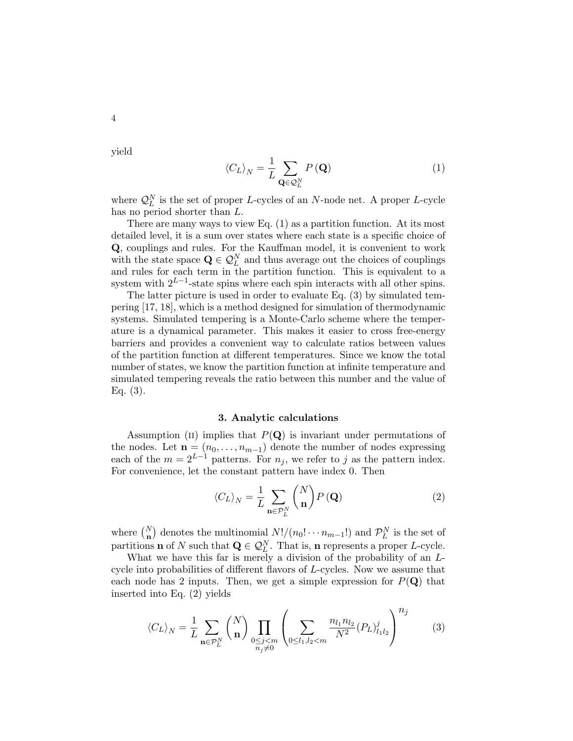yield

$$\langle C_L \rangle_N = \frac{1}{L} \sum_{\mathbf{Q} \in \mathcal{Q}_L^N} P(\mathbf{Q}) \tag{1}$$

where $\mathcal{Q}_L^N$ is the set of proper $L$-cycles of an $N$-node net. A proper $L$-cycle has no period shorter than $L$.

There are many ways to view Eq. (1) as a partition function. At its most detailed level, it is a sum over states where each state is a specific choice of $\mathbf{Q}$, couplings and rules. For the Kauffman model, it is convenient to work with the state space $\mathbf{Q} \in \mathcal{Q}_L^N$ and thus average out the choices of couplings and rules for each term in the partition function. This is equivalent to a system with $2^{L-1}$-state spins where each spin interacts with all other spins.

The latter picture is used in order to evaluate Eq. (3) by simulated tempering [17, 18], which is a method designed for simulation of thermodynamic systems. Simulated tempering is a Monte-Carlo scheme where the temperature is a dynamical parameter. This makes it easier to cross free-energy barriers and provides a convenient way to calculate ratios between values of the partition function at different temperatures. Since we know the total number of states, we know the partition function at infinite temperature and simulated tempering reveals the ratio between this number and the value of Eq. (3).

### 3. Analytic calculations

Assumption (II) implies that $P(\mathbf{Q})$ is invariant under permutations of the nodes. Let $\mathbf{n} = (n_0, \ldots, n_{m-1})$ denote the number of nodes expressing each of the $m = 2^{L-1}$ patterns. For $n_j$, we refer to $j$ as the pattern index. For convenience, let the constant pattern have index 0. Then

$$\langle C_L \rangle_N = \frac{1}{L} \sum_{\mathbf{n} \in \mathcal{P}_L^N} \binom{N}{\mathbf{n}} P(\mathbf{Q}) \tag{2}$$

where $\binom{N}{\mathbf{n}}$ denotes the multinomial $N!/(n_0! \cdots n_{m-1}!)$ and $\mathcal{P}_L^N$ is the set of partitions $\mathbf{n}$ of $N$ such that $\mathbf{Q} \in \mathcal{Q}_L^N$. That is, $\mathbf{n}$ represents a proper $L$-cycle.

What we have this far is merely a division of the probability of an $L$-cycle into probabilities of different flavors of $L$-cycles. Now we assume that each node has 2 inputs. Then, we get a simple expression for $P(\mathbf{Q})$ that inserted into Eq. (2) yields

$$\langle C_L \rangle_N = \frac{1}{L} \sum_{\mathbf{n} \in \mathcal{P}_L^N} \binom{N}{\mathbf{n}} \prod_{\substack{0 \le j < m \\ n_j \ne 0}} \left( \sum_{0 \le l_1, l_2 < m} \frac{n_{l_1} n_{l_2}}{N^2} (P_L)^j_{l_1 l_2} \right)^{n_j} \tag{3}$$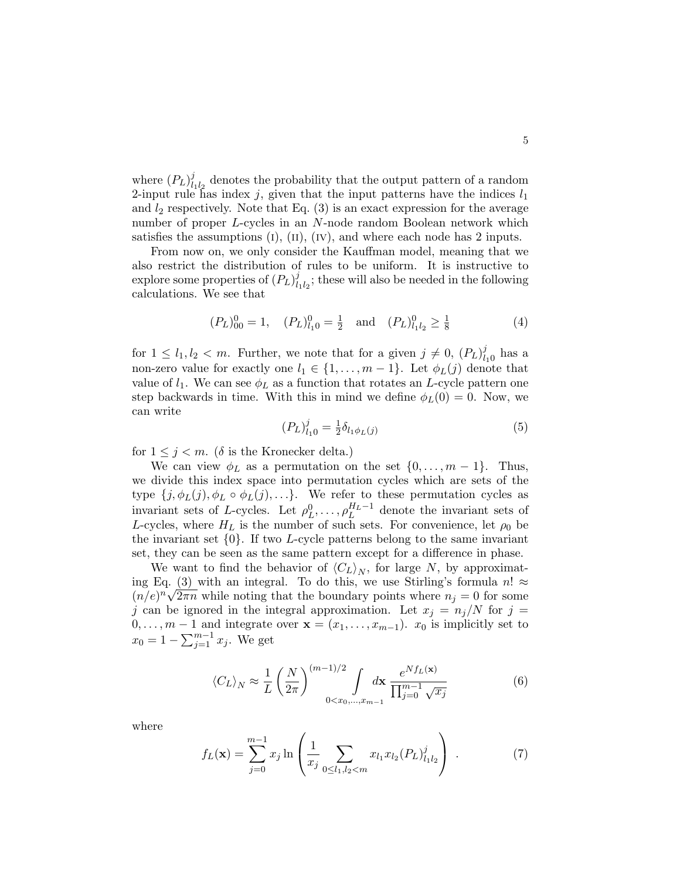where $(P_L)^j_{l_1 l_2}$ denotes the probability that the output pattern of a random 2-input rule has index $j$, given that the input patterns have the indices $l_1$ and $l_2$ respectively. Note that Eq. (3) is an exact expression for the average number of proper $L$-cycles in an $N$-node random Boolean network which satisfies the assumptions (I), (II), (IV), and where each node has 2 inputs.

From now on, we only consider the Kauffman model, meaning that we also restrict the distribution of rules to be uniform. It is instructive to explore some properties of $(P_L)^j_{l_1 l_2}$; these will also be needed in the following calculations. We see that

$$(P_L)^0_{00} = 1, \quad (P_L)^0_{l_1 0} = \tfrac{1}{2} \quad \text{and} \quad (P_L)^0_{l_1 l_2} \geq \tfrac{1}{8} \tag{4}$$

for $1 \leq l_1, l_2 < m$. Further, we note that for a given $j \neq 0$, $(P_L)^j_{l_1 0}$ has a non-zero value for exactly one $l_1 \in \{1, \ldots, m-1\}$. Let $\phi_L(j)$ denote that value of $l_1$. We can see $\phi_L$ as a function that rotates an $L$-cycle pattern one step backwards in time. With this in mind we define $\phi_L(0) = 0$. Now, we can write

$$(P_L)^j_{l_1 0} = \tfrac{1}{2} \delta_{l_1 \phi_L(j)} \tag{5}$$

for $1 \leq j < m$. ($\delta$ is the Kronecker delta.)

We can view $\phi_L$ as a permutation on the set $\{0, \ldots, m-1\}$. Thus, we divide this index space into permutation cycles which are sets of the type $\{j, \phi_L(j), \phi_L \circ \phi_L(j), \ldots\}$. We refer to these permutation cycles as invariant sets of $L$-cycles. Let $\rho^0_L, \ldots, \rho^{H_L - 1}_L$ denote the invariant sets of $L$-cycles, where $H_L$ is the number of such sets. For convenience, let $\rho_0$ be the invariant set $\{0\}$. If two $L$-cycle patterns belong to the same invariant set, they can be seen as the same pattern except for a difference in phase.

We want to find the behavior of $\langle C_L \rangle_N$, for large $N$, by approximating Eq. (3) with an integral. To do this, we use Stirling's formula $n! \approx (n/e)^n \sqrt{2\pi n}$ while noting that the boundary points where $n_j = 0$ for some $j$ can be ignored in the integral approximation. Let $x_j = n_j/N$ for $j = 0, \ldots, m-1$ and integrate over $\mathbf{x} = (x_1, \ldots, x_{m-1})$. $x_0$ is implicitly set to $x_0 = 1 - \sum_{j=1}^{m-1} x_j$. We get

$$\langle C_L \rangle_N \approx \frac{1}{L} \left( \frac{N}{2\pi} \right)^{(m-1)/2} \int\limits_{0 < x_0, \ldots, x_{m-1}} d\mathbf{x} \, \frac{e^{N f_L(\mathbf{x})}}{\prod_{j=0}^{m-1} \sqrt{x_j}} \tag{6}$$

where

$$f_L(\mathbf{x}) = \sum_{j=0}^{m-1} x_j \ln \left( \frac{1}{x_j} \sum_{0 \leq l_1, l_2 < m} x_{l_1} x_{l_2} (P_L)^j_{l_1 l_2} \right) . \tag{7}$$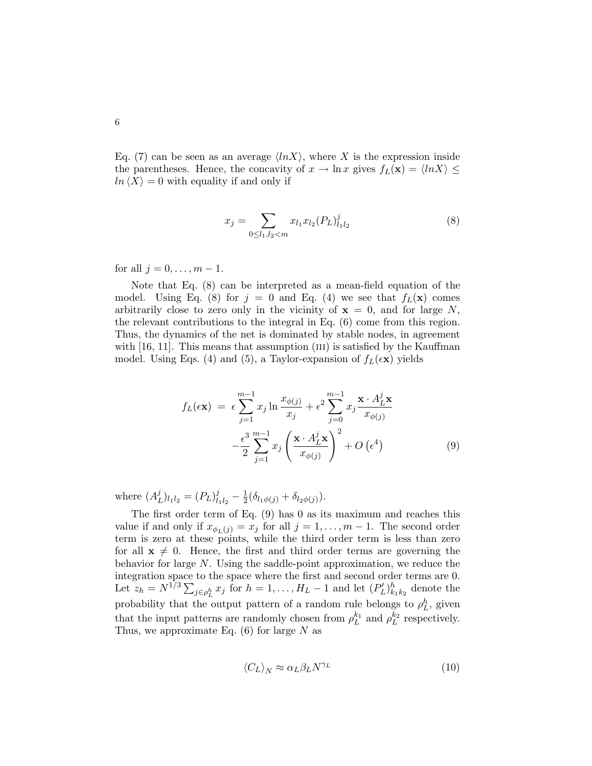Eq. (7) can be seen as an average $\langle lnX \rangle$, where $X$ is the expression inside the parentheses. Hence, the concavity of $x \to \ln x$ gives $f_L(\mathbf{x}) = \langle lnX \rangle \leq ln \langle X \rangle = 0$ with equality if and only if

$$x_j = \sum_{0 \leq l_1, l_2 < m} x_{l_1} x_{l_2} (P_L)^j_{l_1 l_2} \tag{8}$$

for all $j = 0, \ldots, m-1$.

Note that Eq. (8) can be interpreted as a mean-field equation of the model. Using Eq. (8) for $j = 0$ and Eq. (4) we see that $f_L(\mathbf{x})$ comes arbitrarily close to zero only in the vicinity of $\mathbf{x} = 0$, and for large $N$, the relevant contributions to the integral in Eq. (6) come from this region. Thus, the dynamics of the net is dominated by stable nodes, in agreement with [16, 11]. This means that assumption (III) is satisfied by the Kauffman model. Using Eqs. (4) and (5), a Taylor-expansion of $f_L(\epsilon \mathbf{x})$ yields

$$\begin{aligned} f_L(\epsilon \mathbf{x}) &= \epsilon \sum_{j=1}^{m-1} x_j \ln \frac{x_{\phi(j)}}{x_j} + \epsilon^2 \sum_{j=0}^{m-1} x_j \frac{\mathbf{x} \cdot A_L^j \mathbf{x}}{x_{\phi(j)}} \\ &\quad - \frac{\epsilon^3}{2} \sum_{j=1}^{m-1} x_j \left( \frac{\mathbf{x} \cdot A_L^j \mathbf{x}}{x_{\phi(j)}} \right)^2 + O\left(\epsilon^4\right) \end{aligned} \tag{9}$$

where $(A_L^j)_{l_1 l_2} = (P_L)^j_{l_1 l_2} - \frac{1}{2}(\delta_{l_1 \phi(j)} + \delta_{l_2 \phi(j)})$.

The first order term of Eq. (9) has 0 as its maximum and reaches this value if and only if $x_{\phi_L(j)} = x_j$ for all $j = 1, \ldots, m-1$. The second order term is zero at these points, while the third order term is less than zero for all $\mathbf{x} \neq 0$. Hence, the first and third order terms are governing the behavior for large $N$. Using the saddle-point approximation, we reduce the integration space to the space where the first and second order terms are 0. Let $z_h = N^{1/3} \sum_{j \in \rho_L^h} x_j$ for $h = 1, \ldots, H_L - 1$ and let $(P_L')^h_{k_1 k_2}$ denote the probability that the output pattern of a random rule belongs to $\rho_L^h$, given that the input patterns are randomly chosen from $\rho_L^{k_1}$ and $\rho_L^{k_2}$ respectively. Thus, we approximate Eq. (6) for large $N$ as

$$\langle C_L \rangle_N \approx \alpha_L \beta_L N^{\gamma_L} \tag{10}$$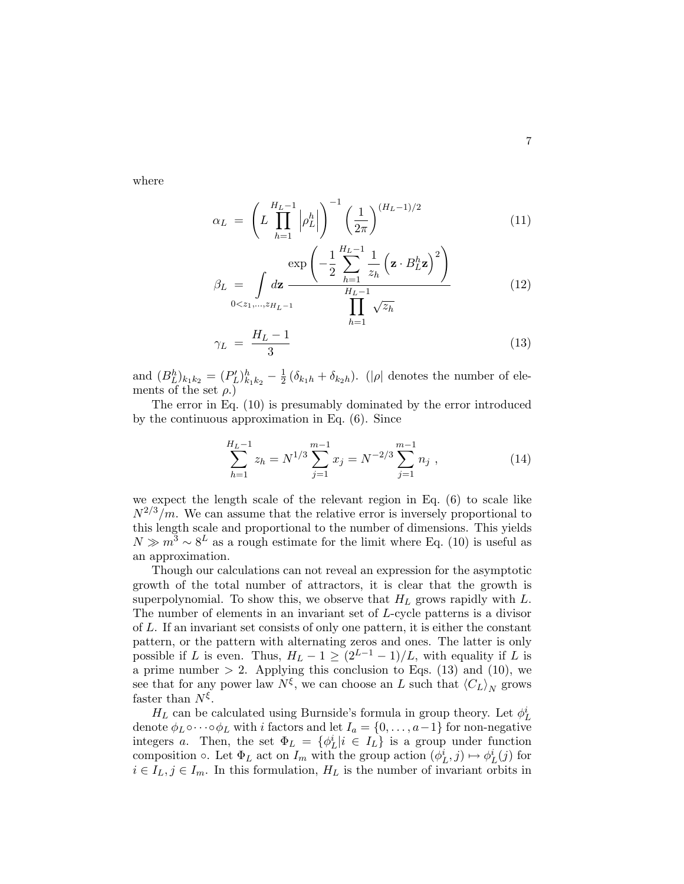where

$$\alpha_L = \left( L \prod_{h=1}^{H_L - 1} \left| \rho_L^h \right| \right)^{-1} \left( \frac{1}{2\pi} \right)^{(H_L - 1)/2} \tag{11}$$

$$\beta_L = \int\limits_{0 < z_1, \ldots, z_{H_L - 1}} d\mathbf{z} \, \frac{\exp\left( -\frac{1}{2} \sum_{h=1}^{H_L - 1} \frac{1}{z_h} \left( \mathbf{z} \cdot B_L^h \mathbf{z} \right)^2 \right)}{\prod_{h=1}^{H_L - 1} \sqrt{z_h}} \tag{12}$$

$$\gamma_L = \frac{H_L - 1}{3} \tag{13}$$

and $(B_L^h)_{k_1 k_2} = (P_L')^h_{k_1 k_2} - \frac{1}{2} \left( \delta_{k_1 h} + \delta_{k_2 h} \right)$. ($|\rho|$ denotes the number of elements of the set $\rho$.)

The error in Eq. (10) is presumably dominated by the error introduced by the continuous approximation in Eq. (6). Since

$$\sum_{h=1}^{H_L - 1} z_h = N^{1/3} \sum_{j=1}^{m-1} x_j = N^{-2/3} \sum_{j=1}^{m-1} n_j \ , \tag{14}$$

we expect the length scale of the relevant region in Eq. (6) to scale like $N^{2/3}/m$. We can assume that the relative error is inversely proportional to this length scale and proportional to the number of dimensions. This yields $N \gg m^3 \sim 8^L$ as a rough estimate for the limit where Eq. (10) is useful as an approximation.

Though our calculations can not reveal an expression for the asymptotic growth of the total number of attractors, it is clear that the growth is superpolynomial. To show this, we observe that $H_L$ grows rapidly with $L$. The number of elements in an invariant set of $L$-cycle patterns is a divisor of $L$. If an invariant set consists of only one pattern, it is either the constant pattern, or the pattern with alternating zeros and ones. The latter is only possible if $L$ is even. Thus, $H_L - 1 \geq (2^{L-1} - 1)/L$, with equality if $L$ is a prime number $> 2$. Applying this conclusion to Eqs. (13) and (10), we see that for any power law $N^\xi$, we can choose an $L$ such that $\langle C_L \rangle_N$ grows faster than $N^\xi$.

$H_L$ can be calculated using Burnside's formula in group theory. Let $\phi_L^i$ denote $\phi_L \circ \cdots \circ \phi_L$ with $i$ factors and let $I_a = \{0, \ldots, a-1\}$ for non-negative integers $a$. Then, the set $\Phi_L = \{\phi_L^i | i \in I_L\}$ is a group under function composition $\circ$. Let $\Phi_L$ act on $I_m$ with the group action $(\phi_L^i, j) \mapsto \phi_L^i(j)$ for $i \in I_L, j \in I_m$. In this formulation, $H_L$ is the number of invariant orbits in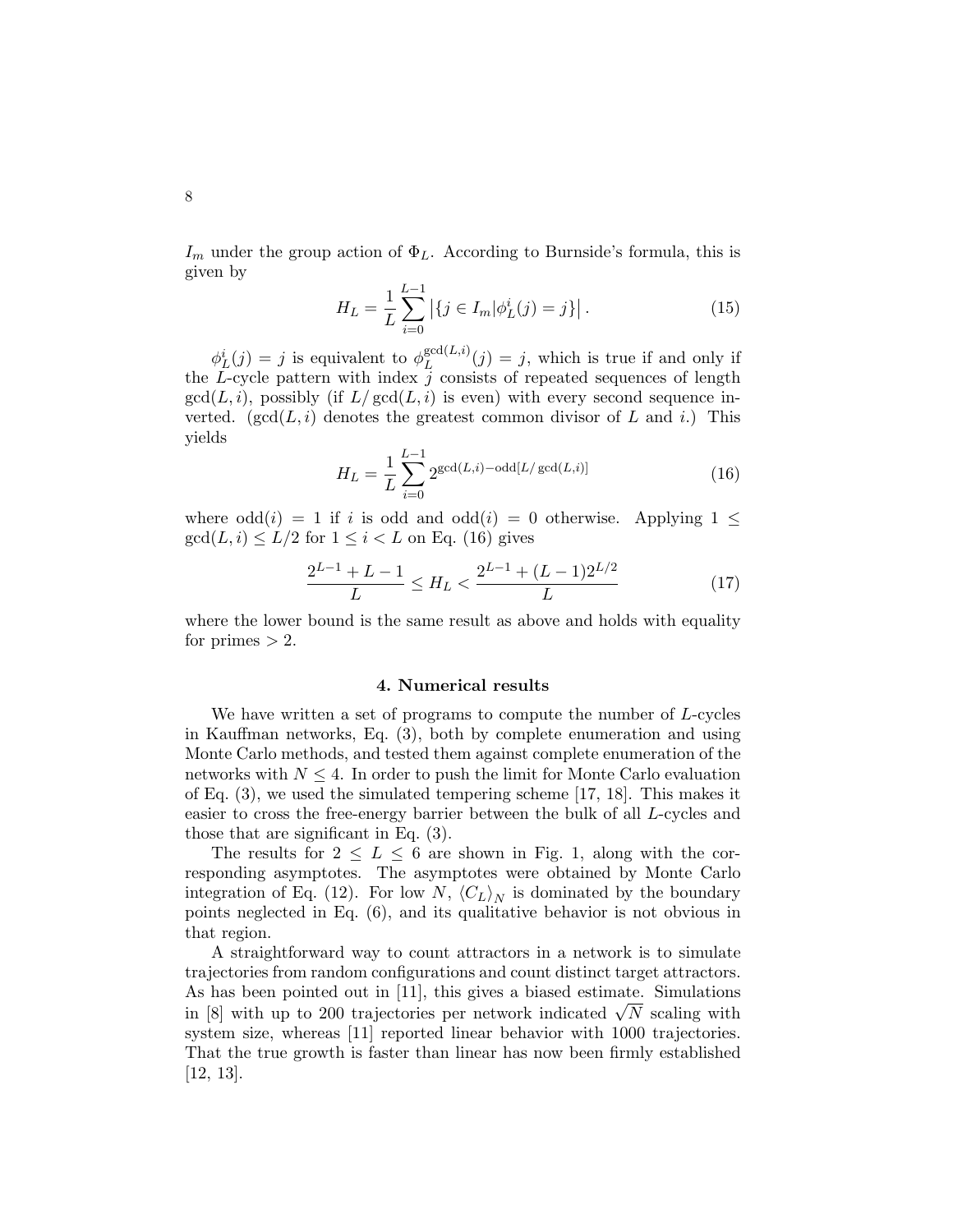$I_m$ under the group action of $\Phi_L$. According to Burnside's formula, this is given by

$$H_L = \frac{1}{L} \sum_{i=0}^{L-1} \left| \{ j \in I_m | \phi_L^i(j) = j \} \right|. \tag{15}$$

$\phi_L^i(j) = j$ is equivalent to $\phi_L^{\gcd(L,i)}(j) = j$, which is true if and only if the $L$-cycle pattern with index $j$ consists of repeated sequences of length $\gcd(L, i)$, possibly (if $L/\gcd(L, i)$ is even) with every second sequence inverted. ($\gcd(L, i)$ denotes the greatest common divisor of $L$ and $i$.) This yields

$$H_L = \frac{1}{L} \sum_{i=0}^{L-1} 2^{\gcd(L,i) - \mathrm{odd}[L/\gcd(L,i)]} \tag{16}$$

where $\mathrm{odd}(i) = 1$ if $i$ is odd and $\mathrm{odd}(i) = 0$ otherwise. Applying $1 \leq \gcd(L, i) \leq L/2$ for $1 \leq i < L$ on Eq. (16) gives

$$\frac{2^{L-1} + L - 1}{L} \leq H_L < \frac{2^{L-1} + (L-1)2^{L/2}}{L} \tag{17}$$

where the lower bound is the same result as above and holds with equality for primes $> 2$.

## 4. Numerical results

We have written a set of programs to compute the number of $L$-cycles in Kauffman networks, Eq. (3), both by complete enumeration and using Monte Carlo methods, and tested them against complete enumeration of the networks with $N \leq 4$. In order to push the limit for Monte Carlo evaluation of Eq. (3), we used the simulated tempering scheme [17, 18]. This makes it easier to cross the free-energy barrier between the bulk of all $L$-cycles and those that are significant in Eq. (3).

The results for $2 \leq L \leq 6$ are shown in Fig. 1, along with the corresponding asymptotes. The asymptotes were obtained by Monte Carlo integration of Eq. (12). For low $N$, $\langle C_L \rangle_N$ is dominated by the boundary points neglected in Eq. (6), and its qualitative behavior is not obvious in that region.

A straightforward way to count attractors in a network is to simulate trajectories from random configurations and count distinct target attractors. As has been pointed out in [11], this gives a biased estimate. Simulations in [8] with up to 200 trajectories per network indicated $\sqrt{N}$ scaling with system size, whereas [11] reported linear behavior with 1000 trajectories. That the true growth is faster than linear has now been firmly established [12, 13].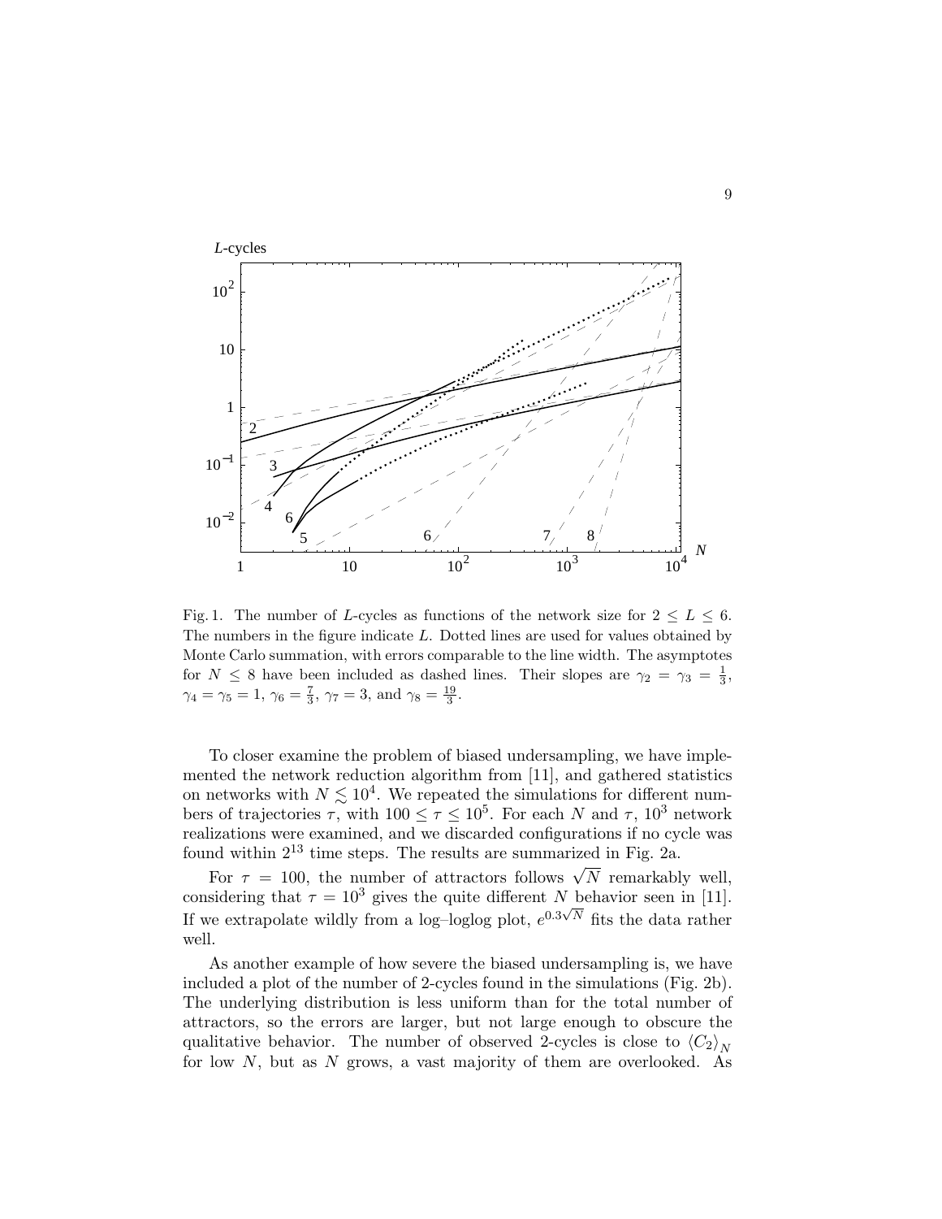Fig. 1. The number of $L$-cycles as functions of the network size for $2 \le L \le 6$. The numbers in the figure indicate $L$. Dotted lines are used for values obtained by Monte Carlo summation, with errors comparable to the line width. The asymptotes for $N \le 8$ have been included as dashed lines. Their slopes are $\gamma_2 = \gamma_3 = \frac{1}{3}$, $\gamma_4 = \gamma_5 = 1$, $\gamma_6 = \frac{7}{3}$, $\gamma_7 = 3$, and $\gamma_8 = \frac{19}{3}$.

To closer examine the problem of biased undersampling, we have implemented the network reduction algorithm from [11], and gathered statistics on networks with $N \lesssim 10^4$. We repeated the simulations for different numbers of trajectories $\tau$, with $100 \le \tau \le 10^5$. For each $N$ and $\tau$, $10^3$ network realizations were examined, and we discarded configurations if no cycle was found within $2^{13}$ time steps. The results are summarized in Fig. 2a.

For $\tau = 100$, the number of attractors follows $\sqrt{N}$ remarkably well, considering that $\tau = 10^3$ gives the quite different $N$ behavior seen in [11]. If we extrapolate wildly from a log–loglog plot, $e^{0.3\sqrt{N}}$ fits the data rather well.

As another example of how severe the biased undersampling is, we have included a plot of the number of 2-cycles found in the simulations (Fig. 2b). The underlying distribution is less uniform than for the total number of attractors, so the errors are larger, but not large enough to obscure the qualitative behavior. The number of observed 2-cycles is close to $\langle C_2 \rangle_N$ for low $N$, but as $N$ grows, a vast majority of them are overlooked. As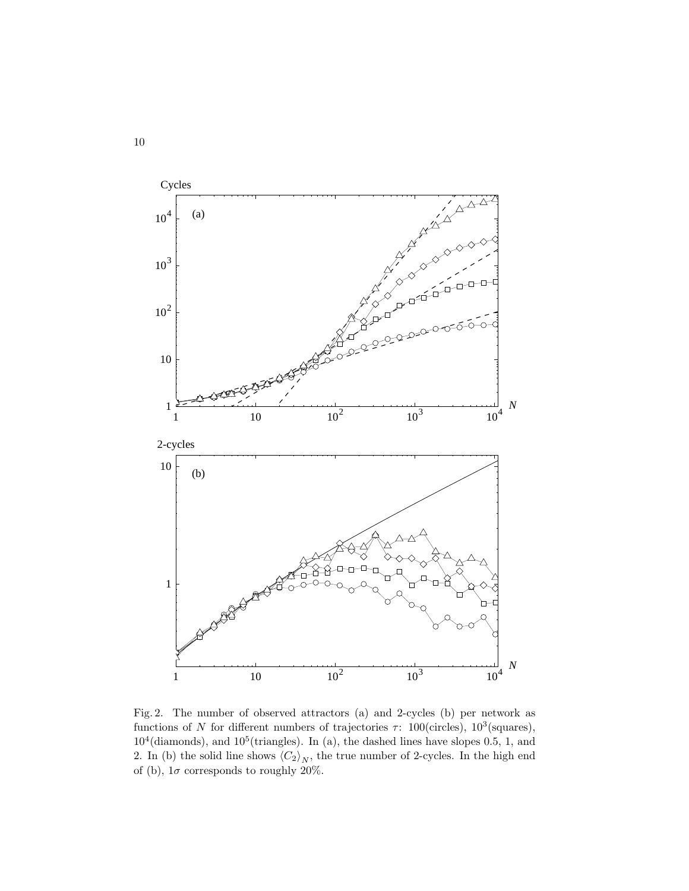Fig. 2. The number of observed attractors (a) and 2-cycles (b) per network as functions of $N$ for different numbers of trajectories $\tau$: 100(circles), $10^3$(squares), $10^4$(diamonds), and $10^5$(triangles). In (a), the dashed lines have slopes 0.5, 1, and 2. In (b) the solid line shows $\langle C_2 \rangle_N$, the true number of 2-cycles. In the high end of (b), $1\sigma$ corresponds to roughly 20%.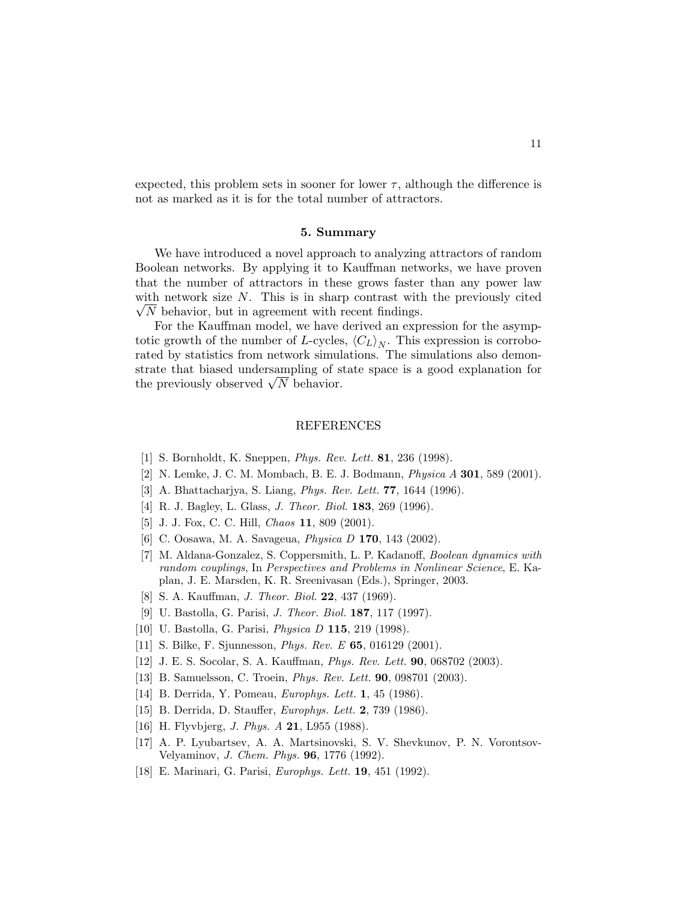expected, this problem sets in sooner for lower $\tau$, although the difference is not as marked as it is for the total number of attractors.

## 5. Summary

We have introduced a novel approach to analyzing attractors of random Boolean networks. By applying it to Kauffman networks, we have proven that the number of attractors in these grows faster than any power law with network size $N$. This is in sharp contrast with the previously cited $\sqrt{N}$ behavior, but in agreement with recent findings.

For the Kauffman model, we have derived an expression for the asymptotic growth of the number of $L$-cycles, $\langle C_L \rangle_N$. This expression is corroborated by statistics from network simulations. The simulations also demonstrate that biased undersampling of state space is a good explanation for the previously observed $\sqrt{N}$ behavior.

## REFERENCES

[1] S. Bornholdt, K. Sneppen, *Phys. Rev. Lett.* **81**, 236 (1998).

[2] N. Lemke, J. C. M. Mombach, B. E. J. Bodmann, *Physica A* **301**, 589 (2001).

[3] A. Bhattacharjya, S. Liang, *Phys. Rev. Lett.* **77**, 1644 (1996).

[4] R. J. Bagley, L. Glass, *J. Theor. Biol.* **183**, 269 (1996).

[5] J. J. Fox, C. C. Hill, *Chaos* **11**, 809 (2001).

[6] C. Oosawa, M. A. Savageua, *Physica D* **170**, 143 (2002).

[7] M. Aldana-Gonzalez, S. Coppersmith, L. P. Kadanoff, *Boolean dynamics with random couplings*, In *Perspectives and Problems in Nonlinear Science*, E. Kaplan, J. E. Marsden, K. R. Sreenivasan (Eds.), Springer, 2003.

[8] S. A. Kauffman, *J. Theor. Biol.* **22**, 437 (1969).

[9] U. Bastolla, G. Parisi, *J. Theor. Biol.* **187**, 117 (1997).

[10] U. Bastolla, G. Parisi, *Physica D* **115**, 219 (1998).

[11] S. Bilke, F. Sjunnesson, *Phys. Rev. E* **65**, 016129 (2001).

[12] J. E. S. Socolar, S. A. Kauffman, *Phys. Rev. Lett.* **90**, 068702 (2003).

[13] B. Samuelsson, C. Troein, *Phys. Rev. Lett.* **90**, 098701 (2003).

[14] B. Derrida, Y. Pomeau, *Europhys. Lett.* **1**, 45 (1986).

[15] B. Derrida, D. Stauffer, *Europhys. Lett.* **2**, 739 (1986).

[16] H. Flyvbjerg, *J. Phys. A* **21**, L955 (1988).

[17] A. P. Lyubartsev, A. A. Martsinovski, S. V. Shevkunov, P. N. Vorontsov-Velyaminov, *J. Chem. Phys.* **96**, 1776 (1992).

[18] E. Marinari, G. Parisi, *Europhys. Lett.* **19**, 451 (1992).